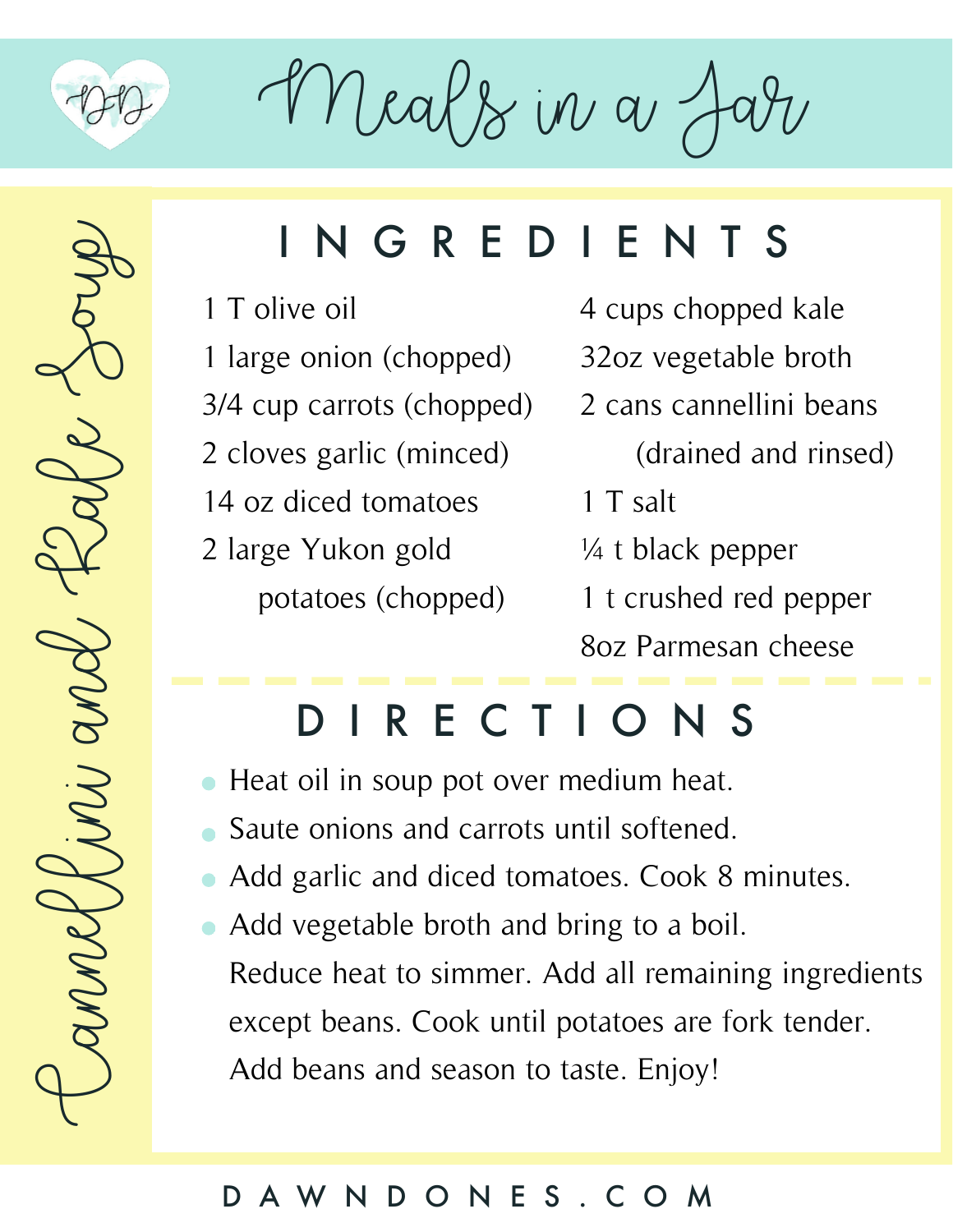# Meals in a Jar

## Cannellini and Kale Soup

## INGREDIENTS

- 1 T olive oil
- 1 large onion (chopped)
- 3/4 cup carrots (chopped)
- 2 cloves garlic (minced)
- 14 oz diced tomatoes
- 2 large Yukon gold potatoes (chopped)
- 4 cups chopped kale
- 32oz vegetable broth
- 2 cans cannellini beans (drained and rinsed)
- 1 T salt
- ¼ t black pepper
- 1 t crushed red pepper
- 8oz Parmesan cheese

## DIRECTIONS

- Heat oil in soup pot over medium heat.
- Saute onions and carrots until softened.
- Add garlic and diced tomatoes. Cook 8 minutes.
- Add vegetable broth and bring to a boil. Reduce heat to simmer. Add all remaining ingredients except beans. Cook until potatoes are fork tender. Add beans and season to taste. Enjoy!

DAWNDONES.COM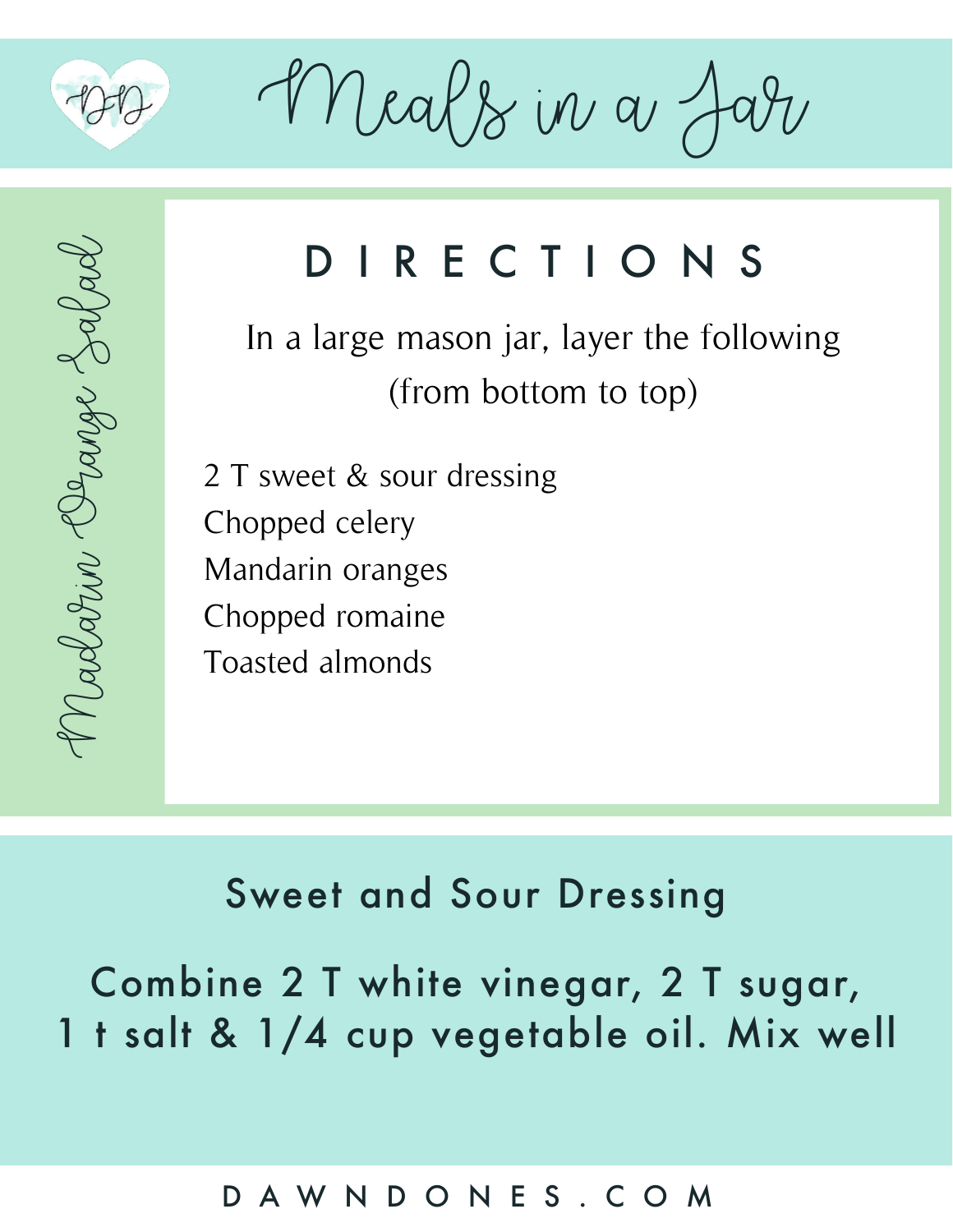# Meals in a Jar

## Madarin Orange Salad

## DIRECTIONS

In a large mason jar, layer the following (from bottom to top)

2 T sweet & sour dressing
Chopped celery
Mandarin oranges
Chopped romaine
Toasted almonds

### Sweet and Sour Dressing

Combine 2 T white vinegar, 2 T sugar, 1 t salt & 1/4 cup vegetable oil. Mix well

DAWNDONES.COM